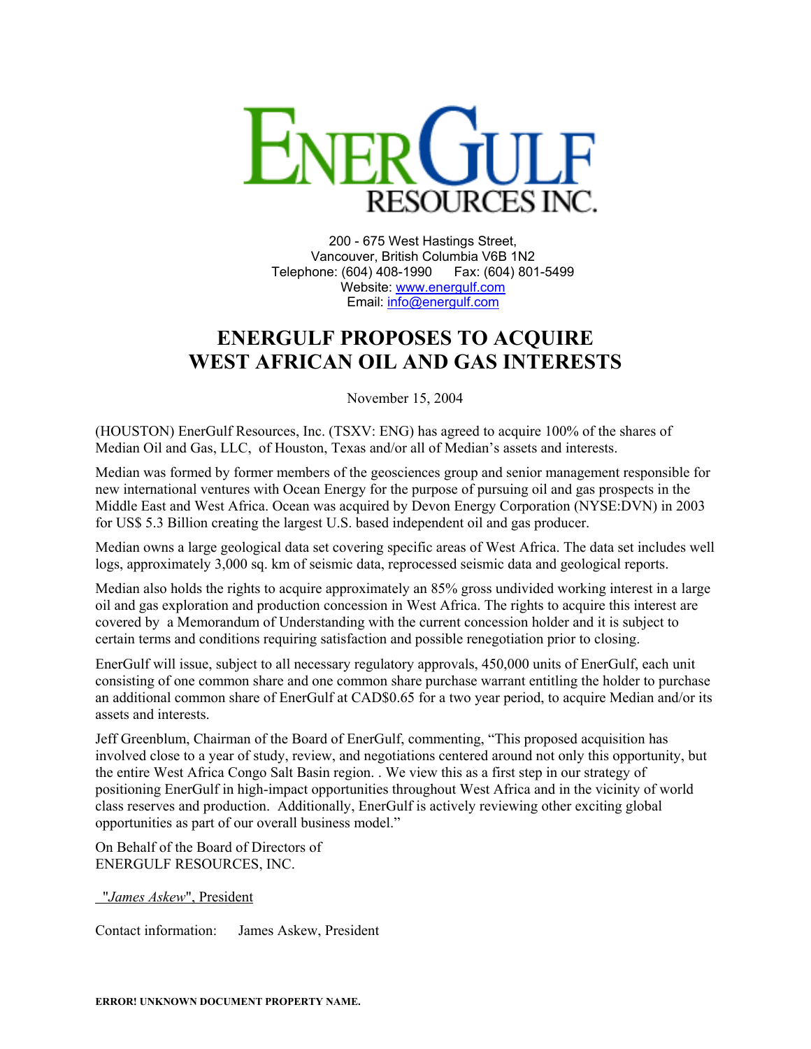# ENERGULF RESOURCES INC.

200 - 675 West Hastings Street,
Vancouver, British Columbia V6B 1N2
Telephone: (604) 408-1990 Fax: (604) 801-5499
Website: www.energulf.com
Email: info@energulf.com

# ENERGULF PROPOSES TO ACQUIRE WEST AFRICAN OIL AND GAS INTERESTS

November 15, 2004

(HOUSTON) EnerGulf Resources, Inc. (TSXV: ENG) has agreed to acquire 100% of the shares of Median Oil and Gas, LLC, of Houston, Texas and/or all of Median's assets and interests.

Median was formed by former members of the geosciences group and senior management responsible for new international ventures with Ocean Energy for the purpose of pursuing oil and gas prospects in the Middle East and West Africa. Ocean was acquired by Devon Energy Corporation (NYSE:DVN) in 2003 for US$ 5.3 Billion creating the largest U.S. based independent oil and gas producer.

Median owns a large geological data set covering specific areas of West Africa. The data set includes well logs, approximately 3,000 sq. km of seismic data, reprocessed seismic data and geological reports.

Median also holds the rights to acquire approximately an 85% gross undivided working interest in a large oil and gas exploration and production concession in West Africa. The rights to acquire this interest are covered by a Memorandum of Understanding with the current concession holder and it is subject to certain terms and conditions requiring satisfaction and possible renegotiation prior to closing.

EnerGulf will issue, subject to all necessary regulatory approvals, 450,000 units of EnerGulf, each unit consisting of one common share and one common share purchase warrant entitling the holder to purchase an additional common share of EnerGulf at CAD$0.65 for a two year period, to acquire Median and/or its assets and interests.

Jeff Greenblum, Chairman of the Board of EnerGulf, commenting, "This proposed acquisition has involved close to a year of study, review, and negotiations centered around not only this opportunity, but the entire West Africa Congo Salt Basin region. . We view this as a first step in our strategy of positioning EnerGulf in high-impact opportunities throughout West Africa and in the vicinity of world class reserves and production. Additionally, EnerGulf is actively reviewing other exciting global opportunities as part of our overall business model."

On Behalf of the Board of Directors of
ENERGULF RESOURCES, INC.

"*James Askew*", President

Contact information: James Askew, President

**ERROR! UNKNOWN DOCUMENT PROPERTY NAME.**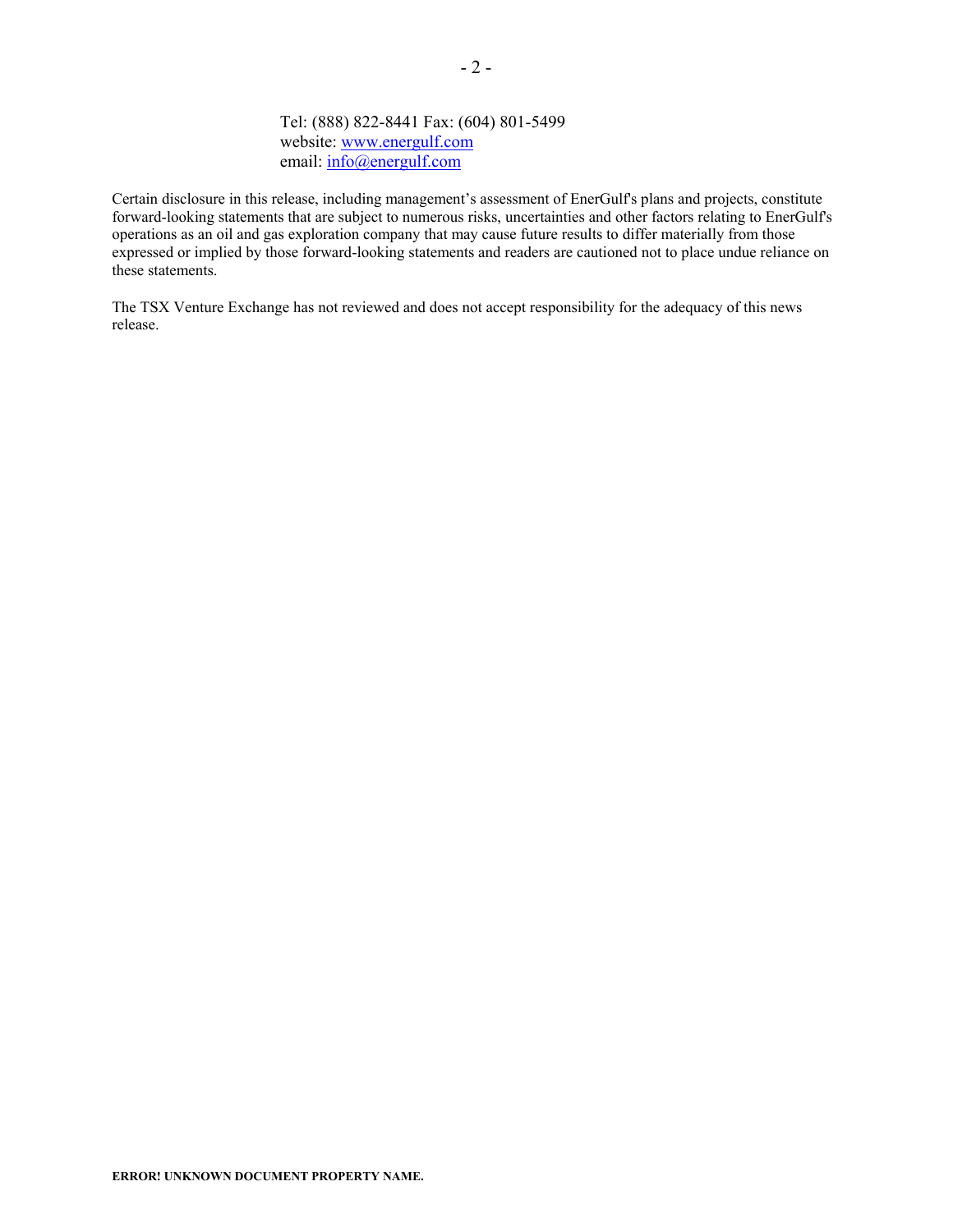Tel: (888) 822-8441 Fax: (604) 801-5499
website: www.energulf.com
email: info@energulf.com

Certain disclosure in this release, including management's assessment of EnerGulf's plans and projects, constitute forward-looking statements that are subject to numerous risks, uncertainties and other factors relating to EnerGulf's operations as an oil and gas exploration company that may cause future results to differ materially from those expressed or implied by those forward-looking statements and readers are cautioned not to place undue reliance on these statements.

The TSX Venture Exchange has not reviewed and does not accept responsibility for the adequacy of this news release.